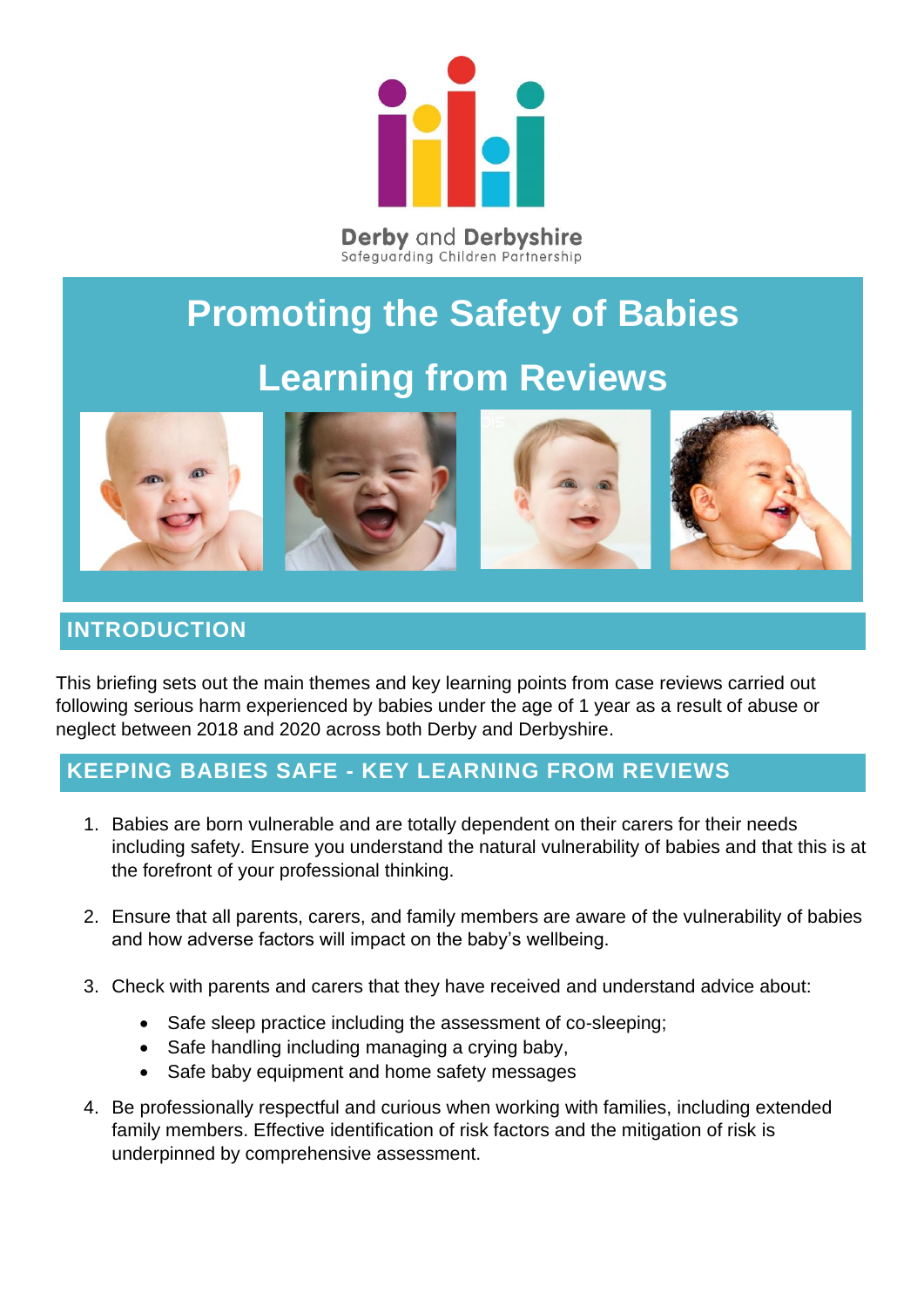Derby and Derbyshire
Safeguarding Children Partnership

# Promoting the Safety of Babies

# Learning from Reviews

## INTRODUCTION

This briefing sets out the main themes and key learning points from case reviews carried out following serious harm experienced by babies under the age of 1 year as a result of abuse or neglect between 2018 and 2020 across both Derby and Derbyshire.

## KEEPING BABIES SAFE - KEY LEARNING FROM REVIEWS

1. Babies are born vulnerable and are totally dependent on their carers for their needs including safety. Ensure you understand the natural vulnerability of babies and that this is at the forefront of your professional thinking.

2. Ensure that all parents, carers, and family members are aware of the vulnerability of babies and how adverse factors will impact on the baby's wellbeing.

3. Check with parents and carers that they have received and understand advice about:
   - Safe sleep practice including the assessment of co-sleeping;
   - Safe handling including managing a crying baby,
   - Safe baby equipment and home safety messages

4. Be professionally respectful and curious when working with families, including extended family members. Effective identification of risk factors and the mitigation of risk is underpinned by comprehensive assessment.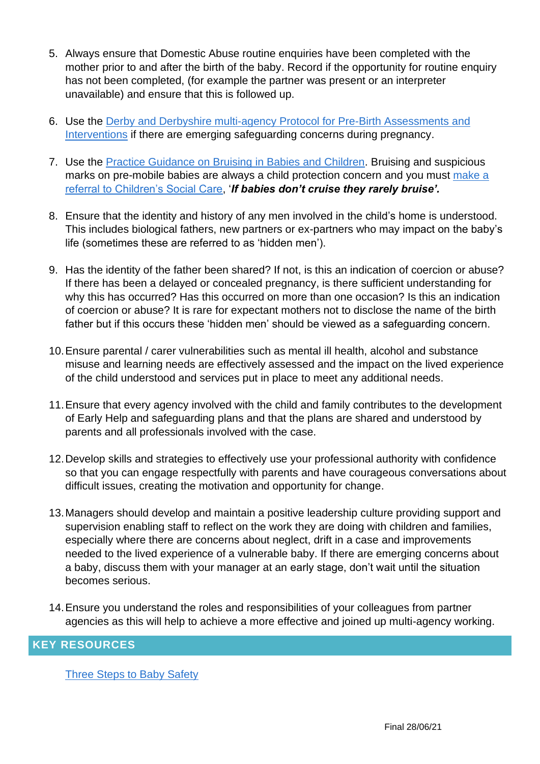5. Always ensure that Domestic Abuse routine enquiries have been completed with the mother prior to and after the birth of the baby. Record if the opportunity for routine enquiry has not been completed, (for example the partner was present or an interpreter unavailable) and ensure that this is followed up.

6. Use the Derby and Derbyshire multi-agency Protocol for Pre-Birth Assessments and Interventions if there are emerging safeguarding concerns during pregnancy.

7. Use the Practice Guidance on Bruising in Babies and Children. Bruising and suspicious marks on pre-mobile babies are always a child protection concern and you must make a referral to Children's Social Care, '***If babies don't cruise they rarely bruise'.***

8. Ensure that the identity and history of any men involved in the child's home is understood. This includes biological fathers, new partners or ex-partners who may impact on the baby's life (sometimes these are referred to as 'hidden men').

9. Has the identity of the father been shared? If not, is this an indication of coercion or abuse? If there has been a delayed or concealed pregnancy, is there sufficient understanding for why this has occurred? Has this occurred on more than one occasion? Is this an indication of coercion or abuse? It is rare for expectant mothers not to disclose the name of the birth father but if this occurs these 'hidden men' should be viewed as a safeguarding concern.

10. Ensure parental / carer vulnerabilities such as mental ill health, alcohol and substance misuse and learning needs are effectively assessed and the impact on the lived experience of the child understood and services put in place to meet any additional needs.

11. Ensure that every agency involved with the child and family contributes to the development of Early Help and safeguarding plans and that the plans are shared and understood by parents and all professionals involved with the case.

12. Develop skills and strategies to effectively use your professional authority with confidence so that you can engage respectfully with parents and have courageous conversations about difficult issues, creating the motivation and opportunity for change.

13. Managers should develop and maintain a positive leadership culture providing support and supervision enabling staff to reflect on the work they are doing with children and families, especially where there are concerns about neglect, drift in a case and improvements needed to the lived experience of a vulnerable baby. If there are emerging concerns about a baby, discuss them with your manager at an early stage, don't wait until the situation becomes serious.

14. Ensure you understand the roles and responsibilities of your colleagues from partner agencies as this will help to achieve a more effective and joined up multi-agency working.

## KEY RESOURCES

Three Steps to Baby Safety

Final 28/06/21